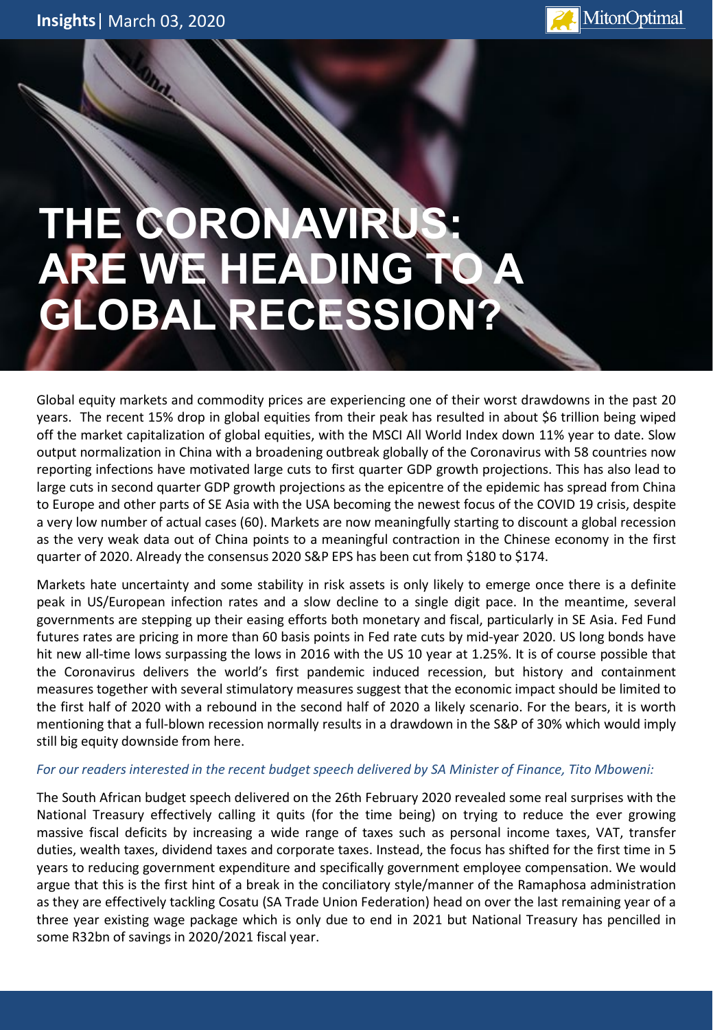Insights | March 03, 2020

# THE CORONAVIRUS: ARE WE HEADING TO A GLOBAL RECESSION?

Global equity markets and commodity prices are experiencing one of their worst drawdowns in the past 20 years. The recent 15% drop in global equities from their peak has resulted in about $6 trillion being wiped off the market capitalization of global equities, with the MSCI All World Index down 11% year to date. Slow output normalization in China with a broadening outbreak globally of the Coronavirus with 58 countries now reporting infections have motivated large cuts to first quarter GDP growth projections. This has also lead to large cuts in second quarter GDP growth projections as the epicentre of the epidemic has spread from China to Europe and other parts of SE Asia with the USA becoming the newest focus of the COVID 19 crisis, despite a very low number of actual cases (60). Markets are now meaningfully starting to discount a global recession as the very weak data out of China points to a meaningful contraction in the Chinese economy in the first quarter of 2020. Already the consensus 2020 S&P EPS has been cut from $180 to $174.

Markets hate uncertainty and some stability in risk assets is only likely to emerge once there is a definite peak in US/European infection rates and a slow decline to a single digit pace. In the meantime, several governments are stepping up their easing efforts both monetary and fiscal, particularly in SE Asia. Fed Fund futures rates are pricing in more than 60 basis points in Fed rate cuts by mid-year 2020. US long bonds have hit new all-time lows surpassing the lows in 2016 with the US 10 year at 1.25%. It is of course possible that the Coronavirus delivers the world's first pandemic induced recession, but history and containment measures together with several stimulatory measures suggest that the economic impact should be limited to the first half of 2020 with a rebound in the second half of 2020 a likely scenario. For the bears, it is worth mentioning that a full-blown recession normally results in a drawdown in the S&P of 30% which would imply still big equity downside from here.

*For our readers interested in the recent budget speech delivered by SA Minister of Finance, Tito Mboweni:*

The South African budget speech delivered on the 26th February 2020 revealed some real surprises with the National Treasury effectively calling it quits (for the time being) on trying to reduce the ever growing massive fiscal deficits by increasing a wide range of taxes such as personal income taxes, VAT, transfer duties, wealth taxes, dividend taxes and corporate taxes. Instead, the focus has shifted for the first time in 5 years to reducing government expenditure and specifically government employee compensation. We would argue that this is the first hint of a break in the conciliatory style/manner of the Ramaphosa administration as they are effectively tackling Cosatu (SA Trade Union Federation) head on over the last remaining year of a three year existing wage package which is only due to end in 2021 but National Treasury has pencilled in some R32bn of savings in 2020/2021 fiscal year.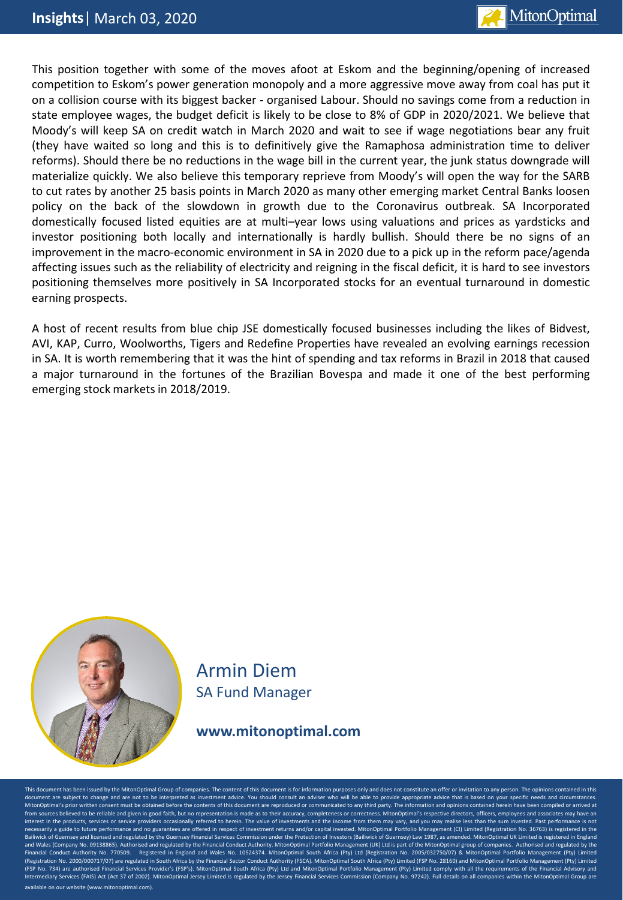This position together with some of the moves afoot at Eskom and the beginning/opening of increased competition to Eskom's power generation monopoly and a more aggressive move away from coal has put it on a collision course with its biggest backer - organised Labour. Should no savings come from a reduction in state employee wages, the budget deficit is likely to be close to 8% of GDP in 2020/2021. We believe that Moody's will keep SA on credit watch in March 2020 and wait to see if wage negotiations bear any fruit (they have waited so long and this is to definitively give the Ramaphosa administration time to deliver reforms). Should there be no reductions in the wage bill in the current year, the junk status downgrade will materialize quickly. We also believe this temporary reprieve from Moody's will open the way for the SARB to cut rates by another 25 basis points in March 2020 as many other emerging market Central Banks loosen policy on the back of the slowdown in growth due to the Coronavirus outbreak. SA Incorporated domestically focused listed equities are at multi–year lows using valuations and prices as yardsticks and investor positioning both locally and internationally is hardly bullish. Should there be no signs of an improvement in the macro-economic environment in SA in 2020 due to a pick up in the reform pace/agenda affecting issues such as the reliability of electricity and reigning in the fiscal deficit, it is hard to see investors positioning themselves more positively in SA Incorporated stocks for an eventual turnaround in domestic earning prospects.

A host of recent results from blue chip JSE domestically focused businesses including the likes of Bidvest, AVI, KAP, Curro, Woolworths, Tigers and Redefine Properties have revealed an evolving earnings recession in SA. It is worth remembering that it was the hint of spending and tax reforms in Brazil in 2018 that caused a major turnaround in the fortunes of the Brazilian Bovespa and made it one of the best performing emerging stock markets in 2018/2019.

Armin Diem
SA Fund Manager

**www.mitonoptimal.com**

This document has been issued by the MitonOptimal Group of companies. The content of this document is for information purposes only and does not constitute an offer or invitation to any person. The opinions contained in this document are subject to change and are not to be interpreted as investment advice. You should consult an adviser who will be able to provide appropriate advice that is based on your specific needs and circumstances. MitonOptimal's prior written consent must be obtained before the contents of this document are reproduced or communicated to any third party. The information and opinions contained herein have been compiled or arrived at from sources believed to be reliable and given in good faith, but no representation is made as to their accuracy, completeness or correctness. MitonOptimal's respective directors, officers, employees and associates may have an interest in the products, services or service providers occasionally referred to herein. The value of investments and the income from them may vary, and you may realise less than the sum invested. Past performance is not necessarily a guide to future performance and no guarantees are offered in respect of investment returns and/or capital invested. MitonOptimal Portfolio Management (CI) Limited (Registration No. 36763) is registered in the Bailiwick of Guernsey and licensed and regulated by the Guernsey Financial Services Commission under the Protection of Investors (Bailiwick of Guernsey) Law 1987, as amended. MitonOptimal UK Limited is registered in England and Wales (Company No. 09138865). Authorised and regulated by the Financial Conduct Authority. MitonOptimal Portfolio Management (UK) Ltd is part of the MitonOptimal group of companies. Authorised and regulated by the Financial Conduct Authority No. 770509. Registered in England and Wales No. 10524374. MitonOptimal South Africa (Pty) Ltd (Registration No. 2005/032750/07) & MitonOptimal Portfolio Management (Pty) Limited (Registration No. 2000/000717/07) are regulated in South Africa by the Financial Sector Conduct Authority (FSCA). MitonOptimal South Africa (Pty) Limited (FSP No. 28160) and MitonOptimal Portfolio Management (Pty) Limited (FSP No. 734) are authorised Financial Services Provider's (FSP's). MitonOptimal South Africa (Pty) Ltd and MitonOptimal Portfolio Management (Pty) Limited comply with all the requirements of the Financial Advisory and Intermediary Services (FAIS) Act (Act 37 of 2002). MitonOptimal Jersey Limited is regulated by the Jersey Financial Services Commission (Company No. 97242). Full details on all companies within the MitonOptimal Group are available on our website (www.mitonoptimal.com).